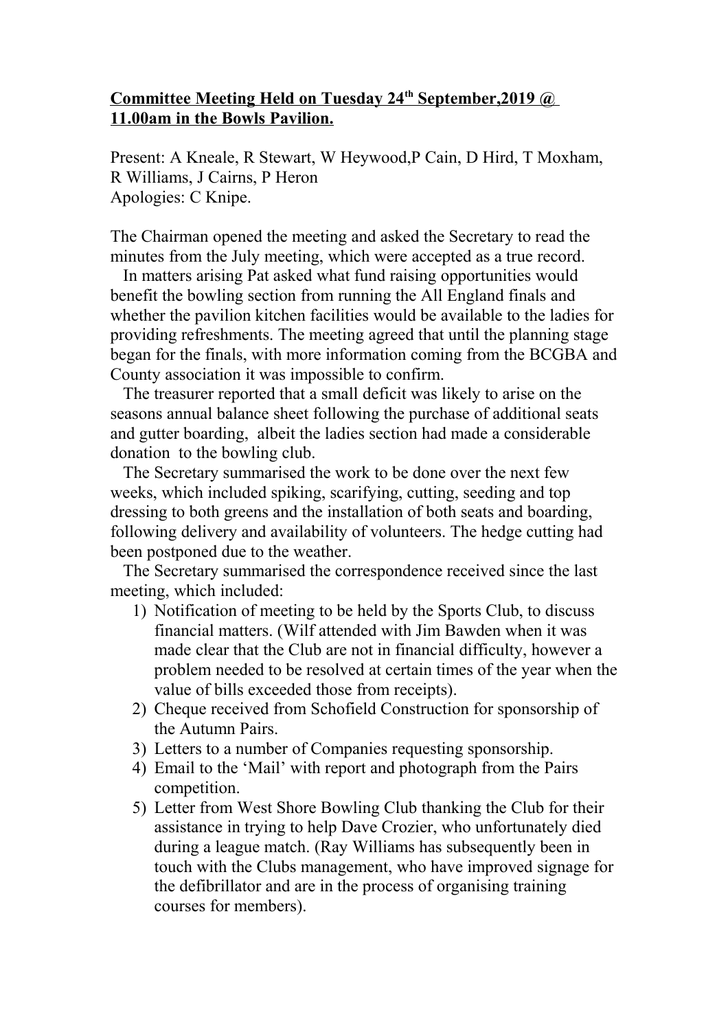**Committee Meeting Held on Tuesday 24th September,2019 @ 11.00am in the Bowls Pavilion.**

Present: A Kneale, R Stewart, W Heywood,P Cain, D Hird, T Moxham, R Williams, J Cairns, P Heron
Apologies: C Knipe.

The Chairman opened the meeting and asked the Secretary to read the minutes from the July meeting, which were accepted as a true record.

In matters arising Pat asked what fund raising opportunities would benefit the bowling section from running the All England finals and whether the pavilion kitchen facilities would be available to the ladies for providing refreshments. The meeting agreed that until the planning stage began for the finals, with more information coming from the BCGBA and County association it was impossible to confirm.

The treasurer reported that a small deficit was likely to arise on the seasons annual balance sheet following the purchase of additional seats and gutter boarding, albeit the ladies section had made a considerable donation to the bowling club.

The Secretary summarised the work to be done over the next few weeks, which included spiking, scarifying, cutting, seeding and top dressing to both greens and the installation of both seats and boarding, following delivery and availability of volunteers. The hedge cutting had been postponed due to the weather.

The Secretary summarised the correspondence received since the last meeting, which included:

1) Notification of meeting to be held by the Sports Club, to discuss financial matters. (Wilf attended with Jim Bawden when it was made clear that the Club are not in financial difficulty, however a problem needed to be resolved at certain times of the year when the value of bills exceeded those from receipts).
2) Cheque received from Schofield Construction for sponsorship of the Autumn Pairs.
3) Letters to a number of Companies requesting sponsorship.
4) Email to the 'Mail' with report and photograph from the Pairs competition.
5) Letter from West Shore Bowling Club thanking the Club for their assistance in trying to help Dave Crozier, who unfortunately died during a league match. (Ray Williams has subsequently been in touch with the Clubs management, who have improved signage for the defibrillator and are in the process of organising training courses for members).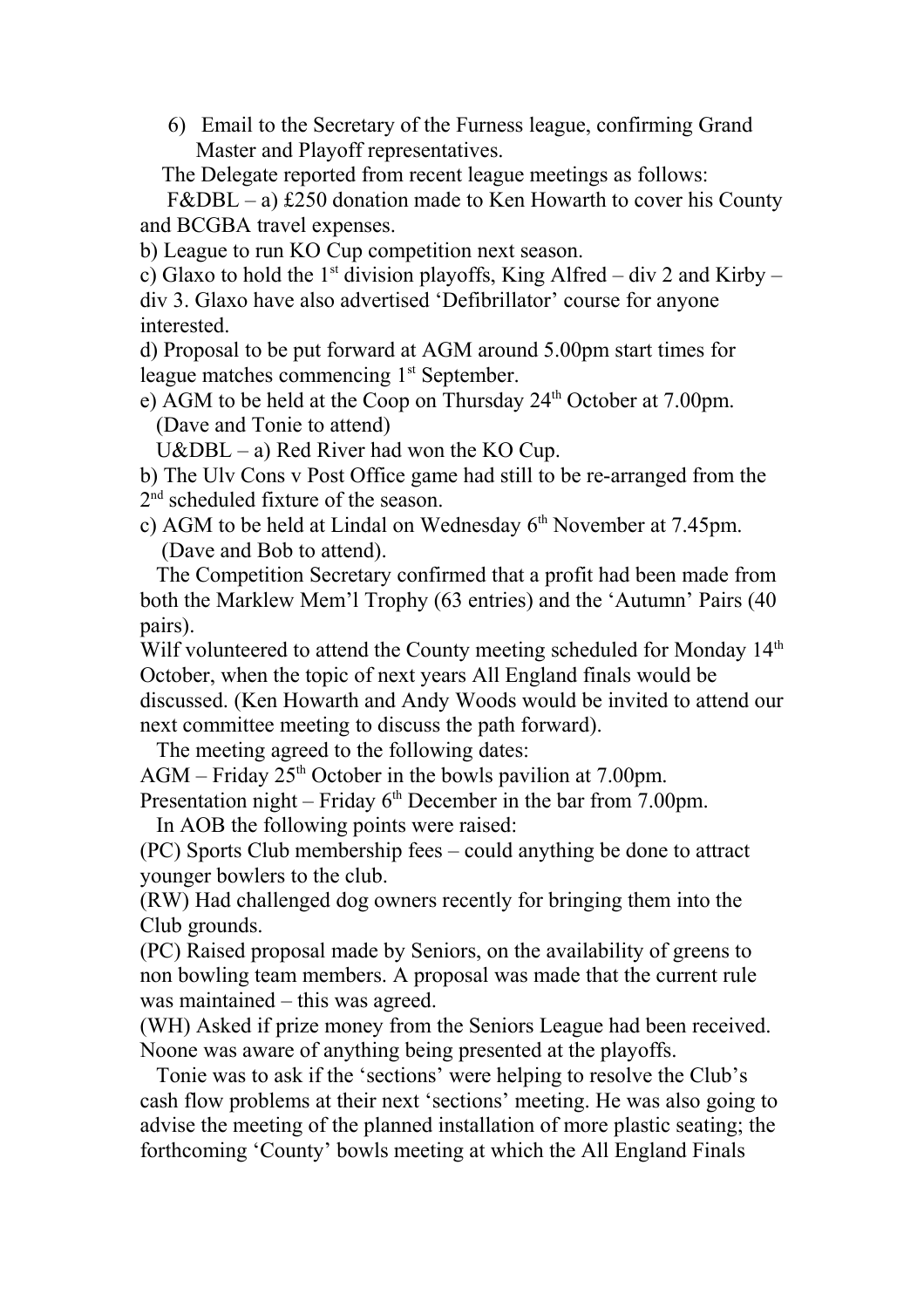6) Email to the Secretary of the Furness league, confirming Grand Master and Playoff representatives.

The Delegate reported from recent league meetings as follows:

F&DBL – a) £250 donation made to Ken Howarth to cover his County and BCGBA travel expenses.

b) League to run KO Cup competition next season.

c) Glaxo to hold the 1st division playoffs, King Alfred – div 2 and Kirby – div 3. Glaxo have also advertised 'Defibrillator' course for anyone interested.

d) Proposal to be put forward at AGM around 5.00pm start times for league matches commencing 1st September.

e) AGM to be held at the Coop on Thursday 24th October at 7.00pm. (Dave and Tonie to attend)

U&DBL – a) Red River had won the KO Cup.

b) The Ulv Cons v Post Office game had still to be re-arranged from the 2nd scheduled fixture of the season.

c) AGM to be held at Lindal on Wednesday 6th November at 7.45pm. (Dave and Bob to attend).

The Competition Secretary confirmed that a profit had been made from both the Marklew Mem'l Trophy (63 entries) and the 'Autumn' Pairs (40 pairs).

Wilf volunteered to attend the County meeting scheduled for Monday 14th October, when the topic of next years All England finals would be discussed. (Ken Howarth and Andy Woods would be invited to attend our next committee meeting to discuss the path forward).

The meeting agreed to the following dates:

AGM – Friday 25th October in the bowls pavilion at 7.00pm.

Presentation night – Friday 6th December in the bar from 7.00pm.

In AOB the following points were raised:

(PC) Sports Club membership fees – could anything be done to attract younger bowlers to the club.

(RW) Had challenged dog owners recently for bringing them into the Club grounds.

(PC) Raised proposal made by Seniors, on the availability of greens to non bowling team members. A proposal was made that the current rule was maintained – this was agreed.

(WH) Asked if prize money from the Seniors League had been received. Noone was aware of anything being presented at the playoffs.

Tonie was to ask if the 'sections' were helping to resolve the Club's cash flow problems at their next 'sections' meeting. He was also going to advise the meeting of the planned installation of more plastic seating; the forthcoming 'County' bowls meeting at which the All England Finals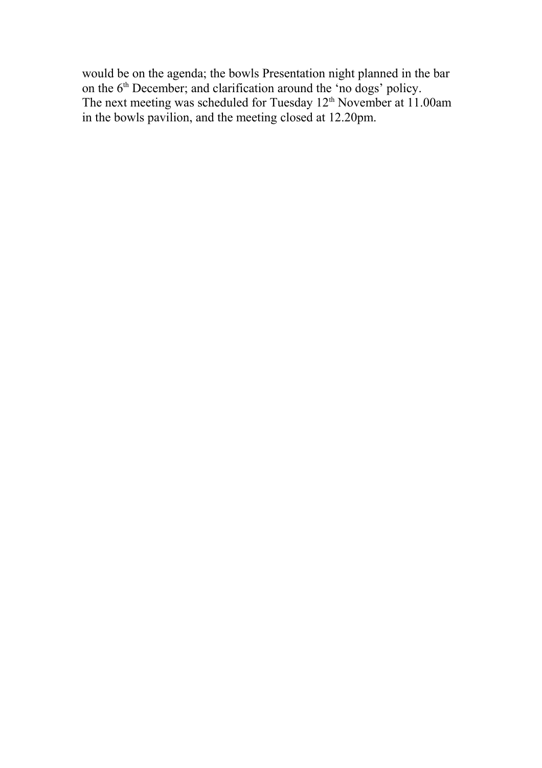would be on the agenda; the bowls Presentation night planned in the bar on the 6th December; and clarification around the 'no dogs' policy.
The next meeting was scheduled for Tuesday 12th November at 11.00am in the bowls pavilion, and the meeting closed at 12.20pm.